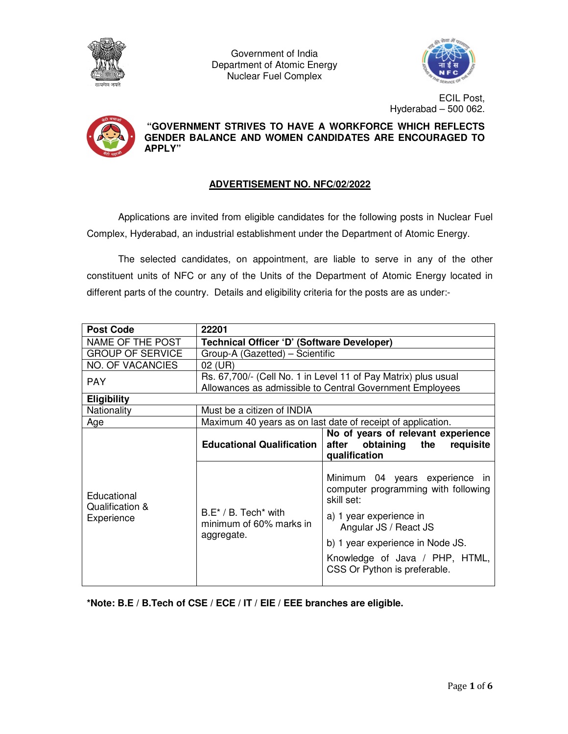Government of India
Department of Atomic Energy
Nuclear Fuel Complex

ECIL Post,
Hyderabad – 500 062.

**"GOVERNMENT STRIVES TO HAVE A WORKFORCE WHICH REFLECTS GENDER BALANCE AND WOMEN CANDIDATES ARE ENCOURAGED TO APPLY"**

## ADVERTISEMENT NO. NFC/02/2022

Applications are invited from eligible candidates for the following posts in Nuclear Fuel Complex, Hyderabad, an industrial establishment under the Department of Atomic Energy.

The selected candidates, on appointment, are liable to serve in any of the other constituent units of NFC or any of the Units of the Department of Atomic Energy located in different parts of the country. Details and eligibility criteria for the posts are as under:-

| **Post Code** | **22201** | |
|---|---|---|
| NAME OF THE POST | **Technical Officer 'D' (Software Developer)** | |
| GROUP OF SERVICE | Group-A (Gazetted) – Scientific | |
| NO. OF VACANCIES | 02 (UR) | |
| PAY | Rs. 67,700/- (Cell No. 1 in Level 11 of Pay Matrix) plus usual Allowances as admissible to Central Government Employees | |
| **Eligibility** | | |
| Nationality | Must be a citizen of INDIA | |
| Age | Maximum 40 years as on last date of receipt of application. | |
| Educational Qualification & Experience | **Educational Qualification** | **No of years of relevant experience after obtaining the requisite qualification** |
| | B.E* / B. Tech* with minimum of 60% marks in aggregate. | Minimum 04 years experience in computer programming with following skill set: a) 1 year experience in Angular JS / React JS b) 1 year experience in Node JS. Knowledge of Java / PHP, HTML, CSS Or Python is preferable. |

**\*Note: B.E / B.Tech of CSE / ECE / IT / EIE / EEE branches are eligible.**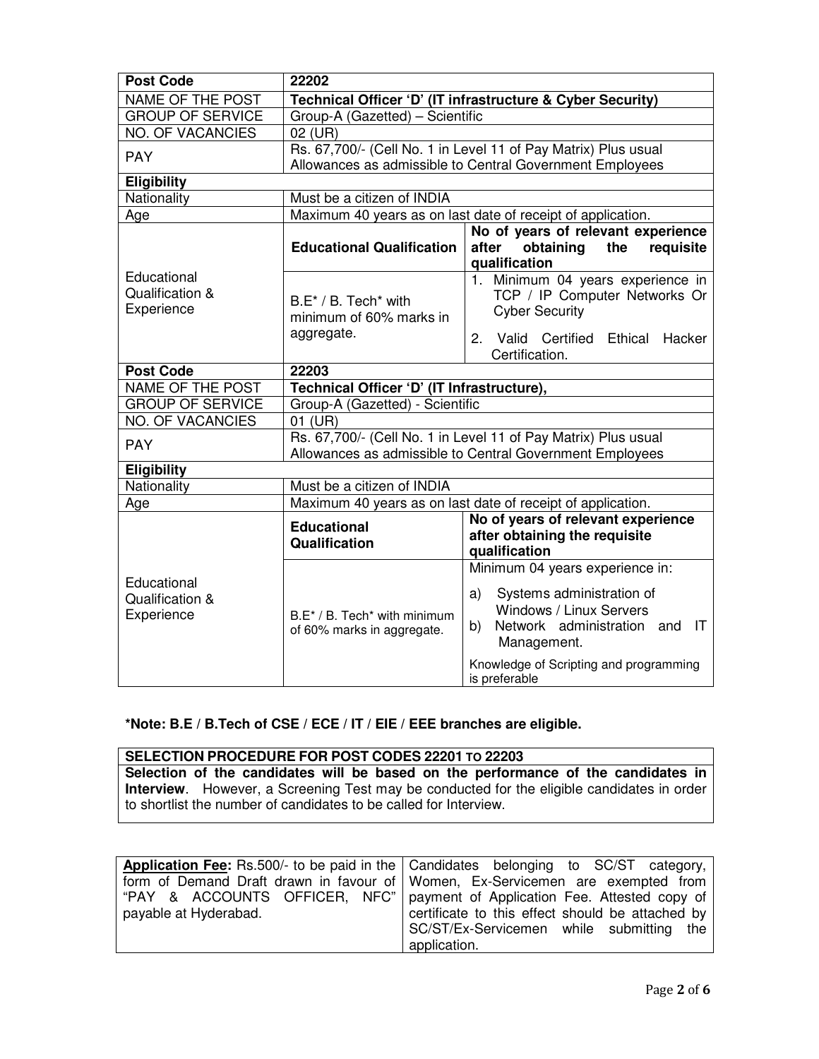| Post Code | 22202 | |
|---|---|---|
| NAME OF THE POST | **Technical Officer 'D' (IT infrastructure & Cyber Security)** | |
| GROUP OF SERVICE | Group-A (Gazetted) – Scientific | |
| NO. OF VACANCIES | 02 (UR) | |
| PAY | Rs. 67,700/- (Cell No. 1 in Level 11 of Pay Matrix) Plus usual Allowances as admissible to Central Government Employees | |
| **Eligibility** | | |
| Nationality | Must be a citizen of INDIA | |
| Age | Maximum 40 years as on last date of receipt of application. | |
| Educational Qualification & Experience | **Educational Qualification** | **No of years of relevant experience after obtaining the requisite qualification** |
| | B.E* / B. Tech* with minimum of 60% marks in aggregate. | 1. Minimum 04 years experience in TCP / IP Computer Networks Or Cyber Security<br>2. Valid Certified Ethical Hacker Certification. |
| **Post Code** | **22203** | |
| NAME OF THE POST | **Technical Officer 'D' (IT Infrastructure),** | |
| GROUP OF SERVICE | Group-A (Gazetted) - Scientific | |
| NO. OF VACANCIES | 01 (UR) | |
| PAY | Rs. 67,700/- (Cell No. 1 in Level 11 of Pay Matrix) Plus usual Allowances as admissible to Central Government Employees | |
| **Eligibility** | | |
| Nationality | Must be a citizen of INDIA | |
| Age | Maximum 40 years as on last date of receipt of application. | |
| Educational Qualification & Experience | **Educational Qualification** | **No of years of relevant experience after obtaining the requisite qualification** |
| | B.E* / B. Tech* with minimum of 60% marks in aggregate. | Minimum 04 years experience in:<br>a) Systems administration of Windows / Linux Servers<br>b) Network administration and IT Management.<br>Knowledge of Scripting and programming is preferable |

***Note: B.E / B.Tech of CSE / ECE / IT / EIE / EEE branches are eligible.**

| SELECTION PROCEDURE FOR POST CODES 22201 TO 22203 |
|---|
| **Selection of the candidates will be based on the performance of the candidates in Interview**. However, a Screening Test may be conducted for the eligible candidates in order to shortlist the number of candidates to be called for Interview. |

| **Application Fee:** Rs.500/- to be paid in the form of Demand Draft drawn in favour of "PAY & ACCOUNTS OFFICER, NFC" payable at Hyderabad. | Candidates belonging to SC/ST category, Women, Ex-Servicemen are exempted from payment of Application Fee. Attested copy of certificate to this effect should be attached by SC/ST/Ex-Servicemen while submitting the application. |
|---|---|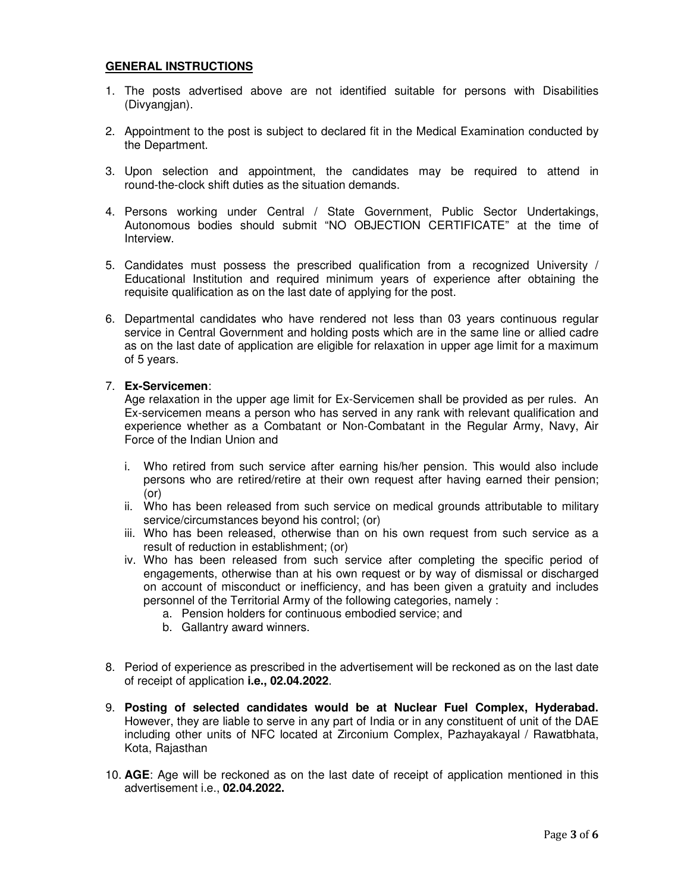**GENERAL INSTRUCTIONS**

1. The posts advertised above are not identified suitable for persons with Disabilities (Divyangjan).
2. Appointment to the post is subject to declared fit in the Medical Examination conducted by the Department.
3. Upon selection and appointment, the candidates may be required to attend in round-the-clock shift duties as the situation demands.
4. Persons working under Central / State Government, Public Sector Undertakings, Autonomous bodies should submit "NO OBJECTION CERTIFICATE" at the time of Interview.
5. Candidates must possess the prescribed qualification from a recognized University / Educational Institution and required minimum years of experience after obtaining the requisite qualification as on the last date of applying for the post.
6. Departmental candidates who have rendered not less than 03 years continuous regular service in Central Government and holding posts which are in the same line or allied cadre as on the last date of application are eligible for relaxation in upper age limit for a maximum of 5 years.
7. **Ex-Servicemen**:
   Age relaxation in the upper age limit for Ex-Servicemen shall be provided as per rules. An Ex-servicemen means a person who has served in any rank with relevant qualification and experience whether as a Combatant or Non-Combatant in the Regular Army, Navy, Air Force of the Indian Union and
   i. Who retired from such service after earning his/her pension. This would also include persons who are retired/retire at their own request after having earned their pension; (or)
   ii. Who has been released from such service on medical grounds attributable to military service/circumstances beyond his control; (or)
   iii. Who has been released, otherwise than on his own request from such service as a result of reduction in establishment; (or)
   iv. Who has been released from such service after completing the specific period of engagements, otherwise than at his own request or by way of dismissal or discharged on account of misconduct or inefficiency, and has been given a gratuity and includes personnel of the Territorial Army of the following categories, namely :
      a. Pension holders for continuous embodied service; and
      b. Gallantry award winners.
8. Period of experience as prescribed in the advertisement will be reckoned as on the last date of receipt of application **i.e., 02.04.2022**.
9. **Posting of selected candidates would be at Nuclear Fuel Complex, Hyderabad.** However, they are liable to serve in any part of India or in any constituent of unit of the DAE including other units of NFC located at Zirconium Complex, Pazhayakayal / Rawatbhata, Kota, Rajasthan
10. **AGE**: Age will be reckoned as on the last date of receipt of application mentioned in this advertisement i.e., **02.04.2022.**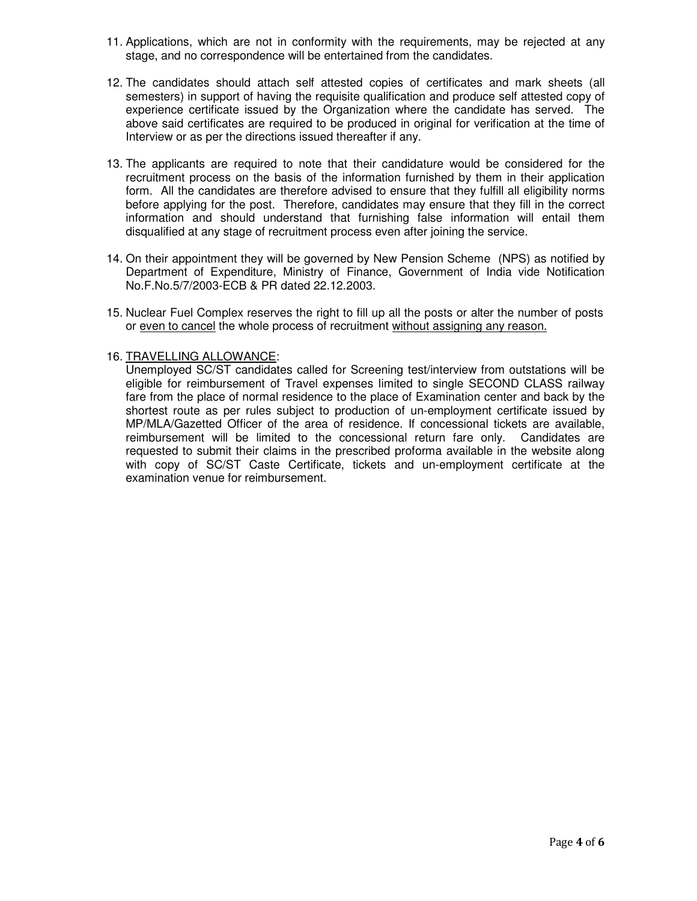11. Applications, which are not in conformity with the requirements, may be rejected at any stage, and no correspondence will be entertained from the candidates.

12. The candidates should attach self attested copies of certificates and mark sheets (all semesters) in support of having the requisite qualification and produce self attested copy of experience certificate issued by the Organization where the candidate has served. The above said certificates are required to be produced in original for verification at the time of Interview or as per the directions issued thereafter if any.

13. The applicants are required to note that their candidature would be considered for the recruitment process on the basis of the information furnished by them in their application form. All the candidates are therefore advised to ensure that they fulfill all eligibility norms before applying for the post. Therefore, candidates may ensure that they fill in the correct information and should understand that furnishing false information will entail them disqualified at any stage of recruitment process even after joining the service.

14. On their appointment they will be governed by New Pension Scheme (NPS) as notified by Department of Expenditure, Ministry of Finance, Government of India vide Notification No.F.No.5/7/2003-ECB & PR dated 22.12.2003.

15. Nuclear Fuel Complex reserves the right to fill up all the posts or alter the number of posts or <u>even to cancel</u> the whole process of recruitment <u>without assigning any reason.</u>

16. <u>TRAVELLING ALLOWANCE</u>:
    Unemployed SC/ST candidates called for Screening test/interview from outstations will be eligible for reimbursement of Travel expenses limited to single SECOND CLASS railway fare from the place of normal residence to the place of Examination center and back by the shortest route as per rules subject to production of un-employment certificate issued by MP/MLA/Gazetted Officer of the area of residence. If concessional tickets are available, reimbursement will be limited to the concessional return fare only. Candidates are requested to submit their claims in the prescribed proforma available in the website along with copy of SC/ST Caste Certificate, tickets and un-employment certificate at the examination venue for reimbursement.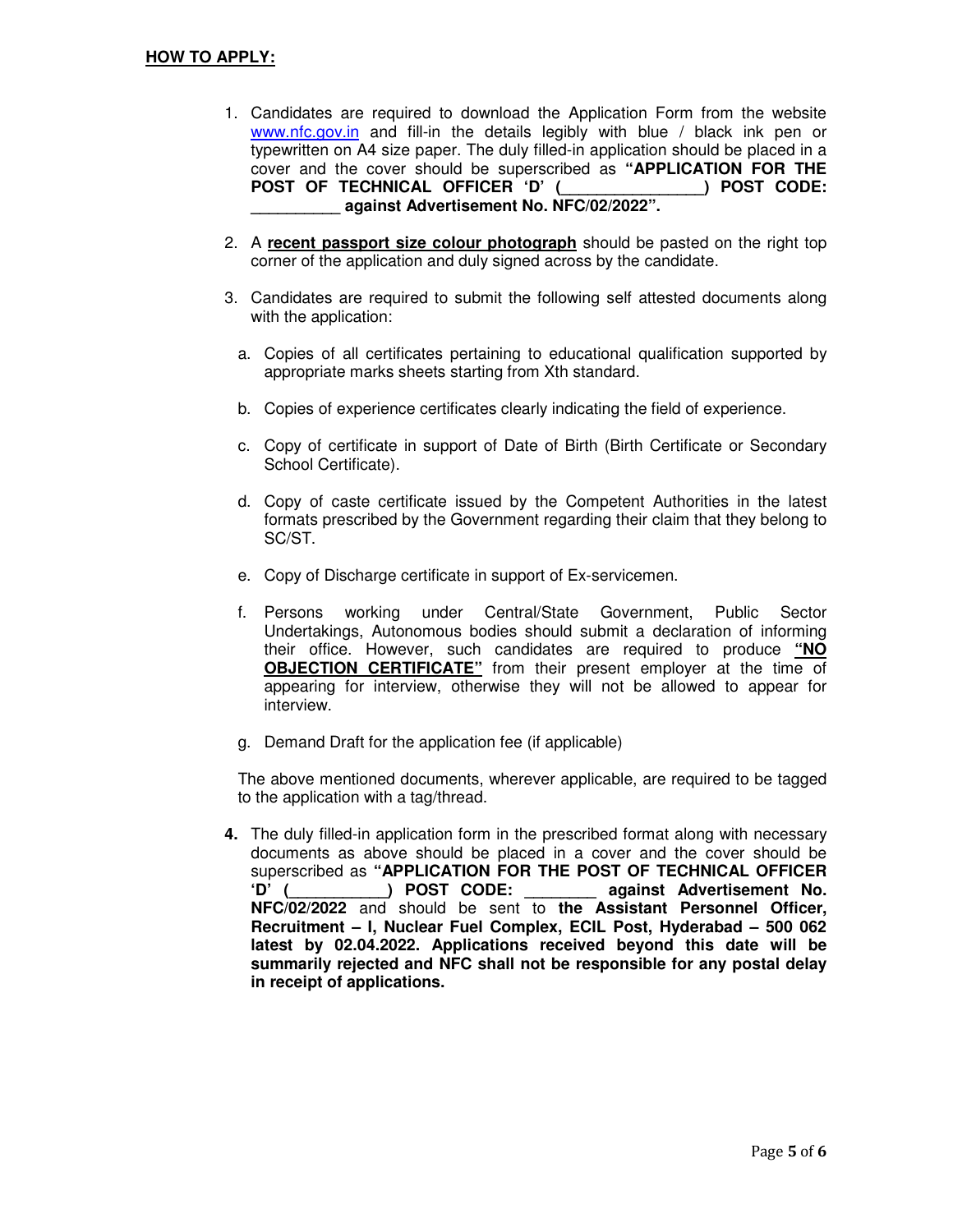**<u>HOW TO APPLY:</u>**

1. Candidates are required to download the Application Form from the website www.nfc.gov.in and fill-in the details legibly with blue / black ink pen or typewritten on A4 size paper. The duly filled-in application should be placed in a cover and the cover should be superscribed as **"APPLICATION FOR THE POST OF TECHNICAL OFFICER 'D' (_______________) POST CODE: __________ against Advertisement No. NFC/02/2022".**

2. A **<u>recent passport size colour photograph</u>** should be pasted on the right top corner of the application and duly signed across by the candidate.

3. Candidates are required to submit the following self attested documents along with the application:

   a. Copies of all certificates pertaining to educational qualification supported by appropriate marks sheets starting from Xth standard.

   b. Copies of experience certificates clearly indicating the field of experience.

   c. Copy of certificate in support of Date of Birth (Birth Certificate or Secondary School Certificate).

   d. Copy of caste certificate issued by the Competent Authorities in the latest formats prescribed by the Government regarding their claim that they belong to SC/ST.

   e. Copy of Discharge certificate in support of Ex-servicemen.

   f. Persons working under Central/State Government, Public Sector Undertakings, Autonomous bodies should submit a declaration of informing their office. However, such candidates are required to produce **<u>"NO OBJECTION CERTIFICATE"</u>** from their present employer at the time of appearing for interview, otherwise they will not be allowed to appear for interview.

   g. Demand Draft for the application fee (if applicable)

   The above mentioned documents, wherever applicable, are required to be tagged to the application with a tag/thread.

4. The duly filled-in application form in the prescribed format along with necessary documents as above should be placed in a cover and the cover should be superscribed as **"APPLICATION FOR THE POST OF TECHNICAL OFFICER 'D' (__________) POST CODE: ________ against Advertisement No. NFC/02/2022** and should be sent to **the Assistant Personnel Officer, Recruitment – I, Nuclear Fuel Complex, ECIL Post, Hyderabad – 500 062 latest by 02.04.2022. Applications received beyond this date will be summarily rejected and NFC shall not be responsible for any postal delay in receipt of applications.**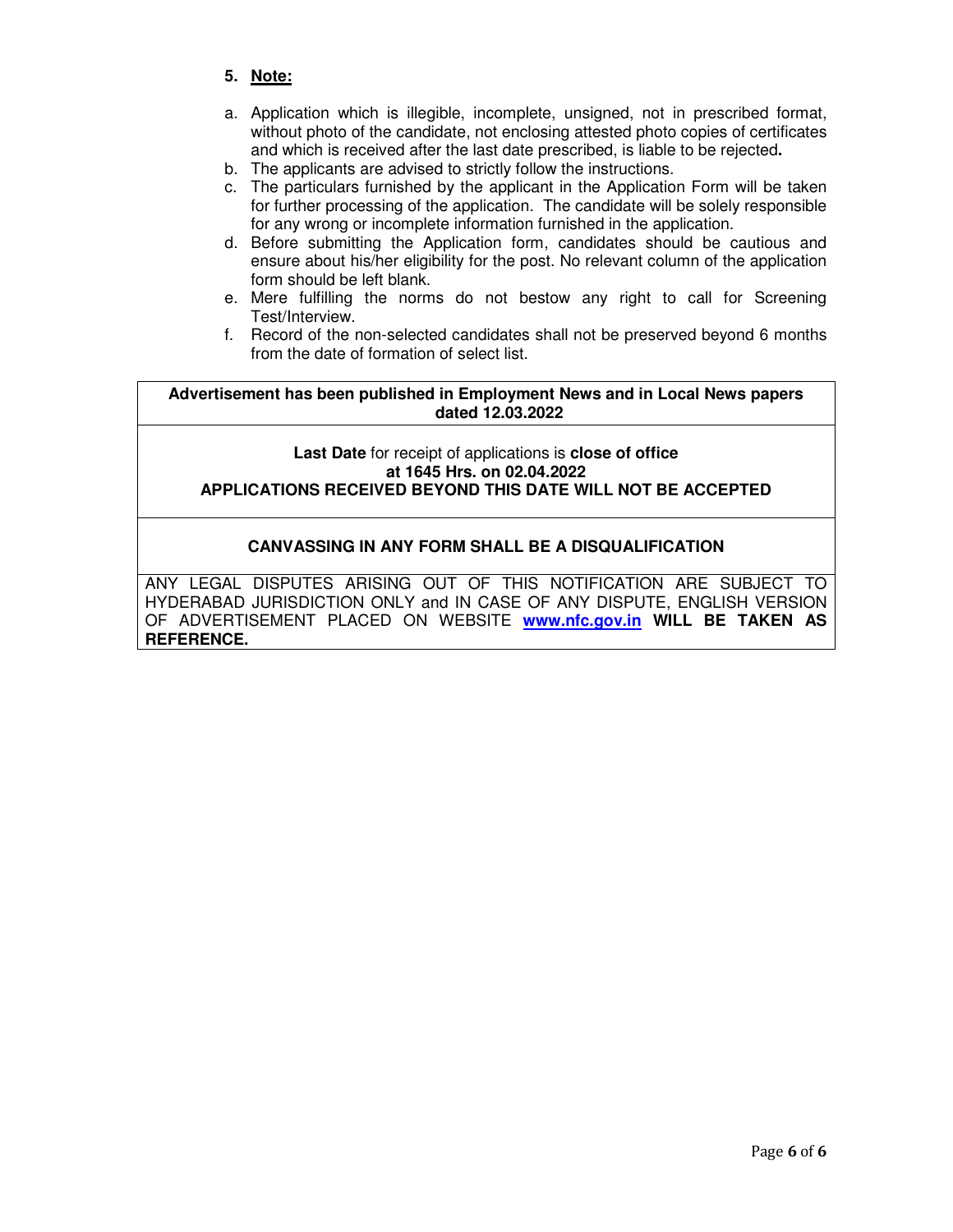## 5. Note:

a. Application which is illegible, incomplete, unsigned, not in prescribed format, without photo of the candidate, not enclosing attested photo copies of certificates and which is received after the last date prescribed, is liable to be rejected**.**

b. The applicants are advised to strictly follow the instructions.

c. The particulars furnished by the applicant in the Application Form will be taken for further processing of the application. The candidate will be solely responsible for any wrong or incomplete information furnished in the application.

d. Before submitting the Application form, candidates should be cautious and ensure about his/her eligibility for the post. No relevant column of the application form should be left blank.

e. Mere fulfilling the norms do not bestow any right to call for Screening Test/Interview.

f. Record of the non-selected candidates shall not be preserved beyond 6 months from the date of formation of select list.

| |
|---|
| **Advertisement has been published in Employment News and in Local News papers dated 12.03.2022** |
| **Last Date** for receipt of applications is **close of office at 1645 Hrs. on 02.04.2022**<br>**APPLICATIONS RECEIVED BEYOND THIS DATE WILL NOT BE ACCEPTED** |
| **CANVASSING IN ANY FORM SHALL BE A DISQUALIFICATION** |
| ANY LEGAL DISPUTES ARISING OUT OF THIS NOTIFICATION ARE SUBJECT TO HYDERABAD JURISDICTION ONLY and IN CASE OF ANY DISPUTE, ENGLISH VERSION OF ADVERTISEMENT PLACED ON WEBSITE **www.nfc.gov.in WILL BE TAKEN AS REFERENCE.** |